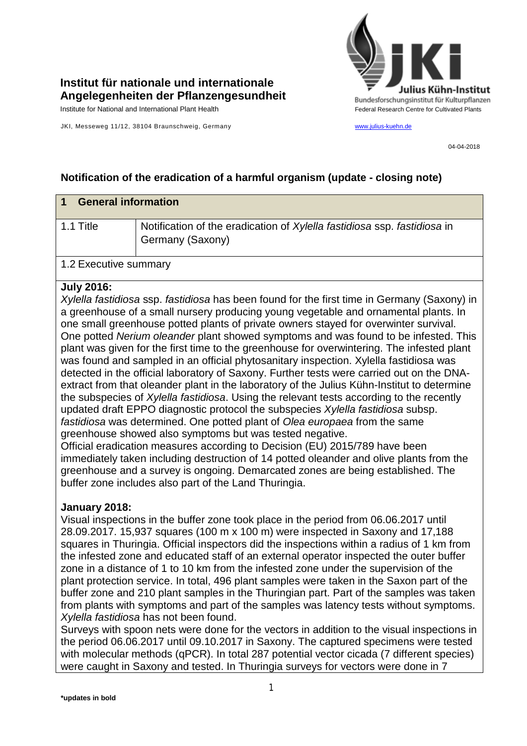**Institut für nationale und internationale Angelegenheiten der Pflanzengesundheit**

Institute for National and International Plant Health

JKI, Messeweg 11/12, 38104 Braunschweig, Germany

Julius Kühn-Institut
Bundesforschungsinstitut für Kulturpflanzen
Federal Research Centre for Cultivated Plants

www.julius-kuehn.de

04-04-2018

## Notification of the eradication of a harmful organism (update - closing note)

| **1 General information** | |
|---|---|
| 1.1 Title | Notification of the eradication of *Xylella fastidiosa* ssp. *fastidiosa* in Germany (Saxony) |

1.2 Executive summary

**July 2016:**

*Xylella fastidiosa* ssp. *fastidiosa* has been found for the first time in Germany (Saxony) in a greenhouse of a small nursery producing young vegetable and ornamental plants. In one small greenhouse potted plants of private owners stayed for overwinter survival. One potted *Nerium oleander* plant showed symptoms and was found to be infested. This plant was given for the first time to the greenhouse for overwintering. The infested plant was found and sampled in an official phytosanitary inspection. Xylella fastidiosa was detected in the official laboratory of Saxony. Further tests were carried out on the DNA-extract from that oleander plant in the laboratory of the Julius Kühn-Institut to determine the subspecies of *Xylella fastidiosa*. Using the relevant tests according to the recently updated draft EPPO diagnostic protocol the subspecies *Xylella fastidiosa* subsp. *fastidiosa* was determined. One potted plant of *Olea europaea* from the same greenhouse showed also symptoms but was tested negative.

Official eradication measures according to Decision (EU) 2015/789 have been immediately taken including destruction of 14 potted oleander and olive plants from the greenhouse and a survey is ongoing. Demarcated zones are being established. The buffer zone includes also part of the Land Thuringia.

**January 2018:**

Visual inspections in the buffer zone took place in the period from 06.06.2017 until 28.09.2017. 15,937 squares (100 m x 100 m) were inspected in Saxony and 17,188 squares in Thuringia. Official inspectors did the inspections within a radius of 1 km from the infested zone and educated staff of an external operator inspected the outer buffer zone in a distance of 1 to 10 km from the infested zone under the supervision of the plant protection service. In total, 496 plant samples were taken in the Saxon part of the buffer zone and 210 plant samples in the Thuringian part. Part of the samples was taken from plants with symptoms and part of the samples was latency tests without symptoms. *Xylella fastidiosa* has not been found.

Surveys with spoon nets were done for the vectors in addition to the visual inspections in the period 06.06.2017 until 09.10.2017 in Saxony. The captured specimens were tested with molecular methods (qPCR). In total 287 potential vector cicada (7 different species) were caught in Saxony and tested. In Thuringia surveys for vectors were done in 7

**\*updates in bold**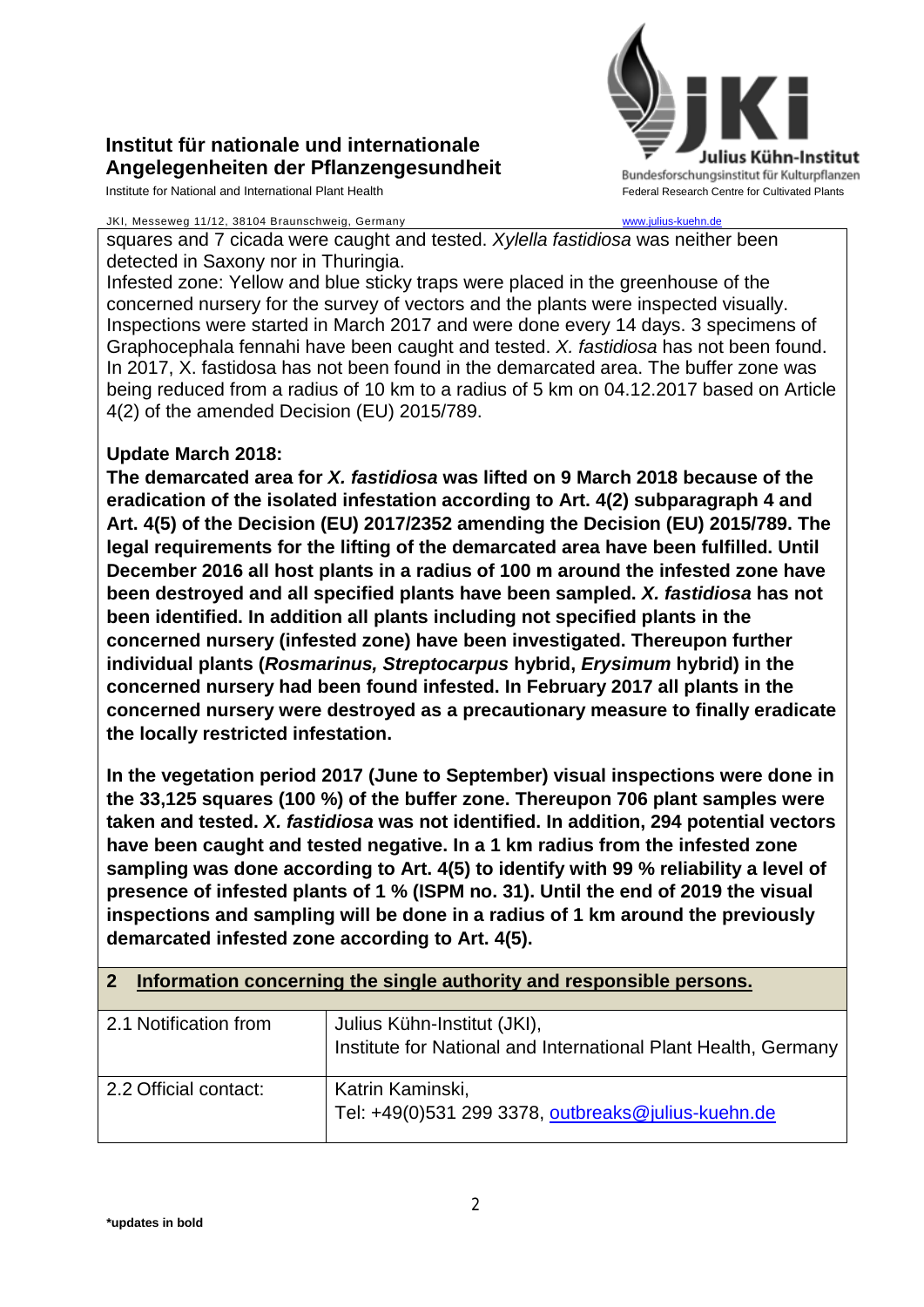squares and 7 cicada were caught and tested. *Xylella fastidiosa* was neither been detected in Saxony nor in Thuringia.

Infested zone: Yellow and blue sticky traps were placed in the greenhouse of the concerned nursery for the survey of vectors and the plants were inspected visually. Inspections were started in March 2017 and were done every 14 days. 3 specimens of Graphocephala fennahi have been caught and tested. *X. fastidiosa* has not been found. In 2017, X. fastidosa has not been found in the demarcated area. The buffer zone was being reduced from a radius of 10 km to a radius of 5 km on 04.12.2017 based on Article 4(2) of the amended Decision (EU) 2015/789.

**Update March 2018:**

**The demarcated area for *X. fastidiosa* was lifted on 9 March 2018 because of the eradication of the isolated infestation according to Art. 4(2) subparagraph 4 and Art. 4(5) of the Decision (EU) 2017/2352 amending the Decision (EU) 2015/789. The legal requirements for the lifting of the demarcated area have been fulfilled. Until December 2016 all host plants in a radius of 100 m around the infested zone have been destroyed and all specified plants have been sampled. *X. fastidiosa* has not been identified. In addition all plants including not specified plants in the concerned nursery (infested zone) have been investigated. Thereupon further individual plants (*Rosmarinus, Streptocarpus* hybrid, *Erysimum* hybrid) in the concerned nursery had been found infested. In February 2017 all plants in the concerned nursery were destroyed as a precautionary measure to finally eradicate the locally restricted infestation.**

**In the vegetation period 2017 (June to September) visual inspections were done in the 33,125 squares (100 %) of the buffer zone. Thereupon 706 plant samples were taken and tested. *X. fastidiosa* was not identified. In addition, 294 potential vectors have been caught and tested negative. In a 1 km radius from the infested zone sampling was done according to Art. 4(5) to identify with 99 % reliability a level of presence of infested plants of 1 % (ISPM no. 31). Until the end of 2019 the visual inspections and sampling will be done in a radius of 1 km around the previously demarcated infested zone according to Art. 4(5).**

## 2 Information concerning the single authority and responsible persons.

| | |
|---|---|
| 2.1 Notification from | Julius Kühn-Institut (JKI),<br>Institute for National and International Plant Health, Germany |
| 2.2 Official contact: | Katrin Kaminski,<br>Tel: +49(0)531 299 3378, outbreaks@julius-kuehn.de |

*updates in bold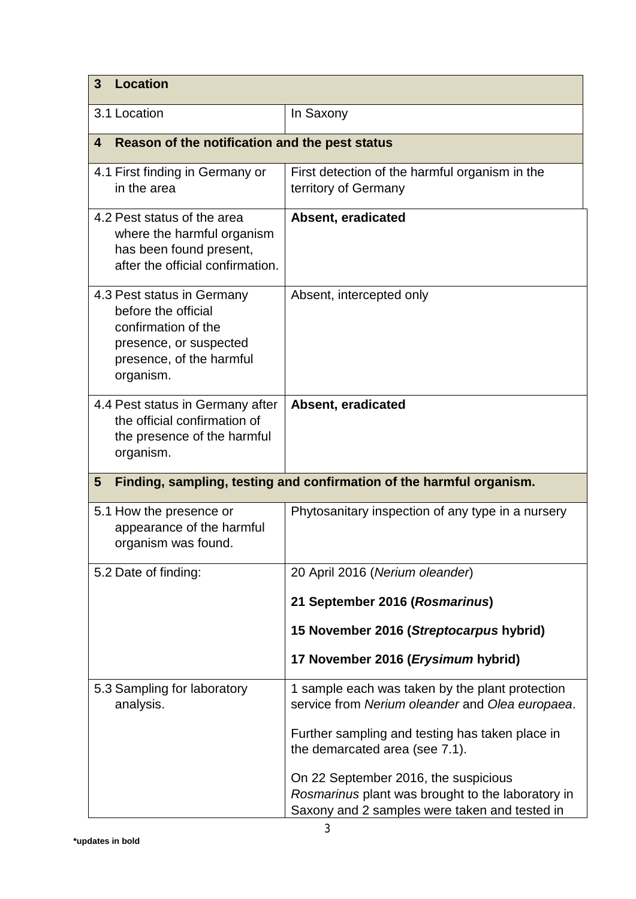| 3 Location | |
|---|---|
| 3.1 Location | In Saxony |
| **4 Reason of the notification and the pest status** | |
| 4.1 First finding in Germany or in the area | First detection of the harmful organism in the territory of Germany |
| 4.2 Pest status of the area where the harmful organism has been found present, after the official confirmation. | **Absent, eradicated** |
| 4.3 Pest status in Germany before the official confirmation of the presence, or suspected presence, of the harmful organism. | Absent, intercepted only |
| 4.4 Pest status in Germany after the official confirmation of the presence of the harmful organism. | **Absent, eradicated** |
| **5 Finding, sampling, testing and confirmation of the harmful organism.** | |
| 5.1 How the presence or appearance of the harmful organism was found. | Phytosanitary inspection of any type in a nursery |
| 5.2 Date of finding: | 20 April 2016 (*Nerium oleander*)<br><br>**21 September 2016 (*Rosmarinus*)**<br><br>**15 November 2016 (*Streptocarpus* hybrid)**<br><br>**17 November 2016 (*Erysimum* hybrid)** |
| 5.3 Sampling for laboratory analysis. | 1 sample each was taken by the plant protection service from *Nerium oleander* and *Olea europaea*.<br><br>Further sampling and testing has taken place in the demarcated area (see 7.1).<br><br>On 22 September 2016, the suspicious *Rosmarinus* plant was brought to the laboratory in Saxony and 2 samples were taken and tested in |

**\*updates in bold**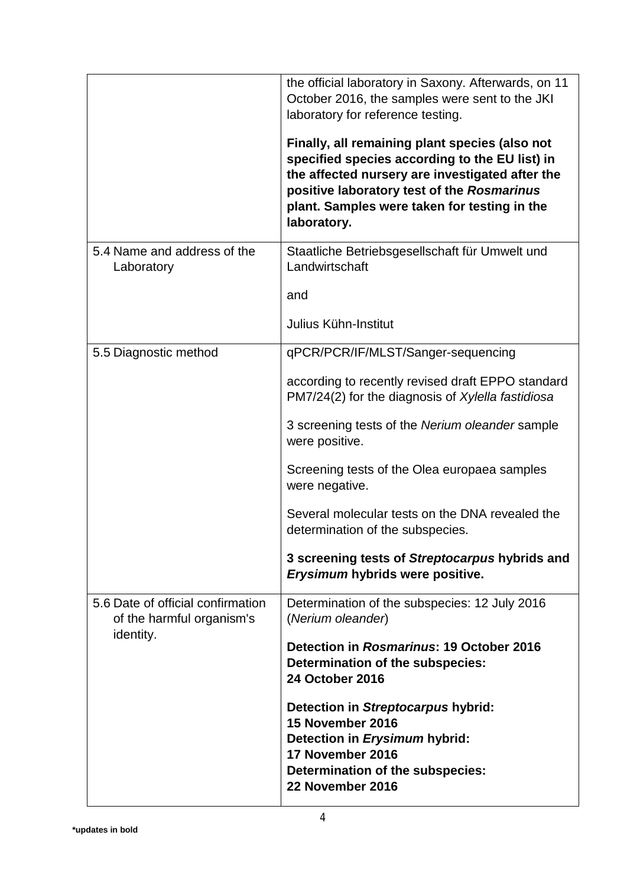| | |
|---|---|
| | the official laboratory in Saxony. Afterwards, on 11 October 2016, the samples were sent to the JKI laboratory for reference testing.<br><br>**Finally, all remaining plant species (also not specified species according to the EU list) in the affected nursery are investigated after the positive laboratory test of the *Rosmarinus* plant. Samples were taken for testing in the laboratory.** |
| 5.4 Name and address of the Laboratory | Staatliche Betriebsgesellschaft für Umwelt und Landwirtschaft<br><br>and<br><br>Julius Kühn-Institut |
| 5.5 Diagnostic method | qPCR/PCR/IF/MLST/Sanger-sequencing<br><br>according to recently revised draft EPPO standard PM7/24(2) for the diagnosis of *Xylella fastidiosa*<br><br>3 screening tests of the *Nerium oleander* sample were positive.<br><br>Screening tests of the Olea europaea samples were negative.<br><br>Several molecular tests on the DNA revealed the determination of the subspecies.<br><br>**3 screening tests of *Streptocarpus* hybrids and *Erysimum* hybrids were positive.** |
| 5.6 Date of official confirmation of the harmful organism's identity. | Determination of the subspecies: 12 July 2016 (*Nerium oleander*)<br><br>**Detection in *Rosmarinus*: 19 October 2016**<br>**Determination of the subspecies:**<br>**24 October 2016**<br><br>**Detection in *Streptocarpus* hybrid:**<br>**15 November 2016**<br>**Detection in *Erysimum* hybrid:**<br>**17 November 2016**<br>**Determination of the subspecies:**<br>**22 November 2016** |

**\*updates in bold**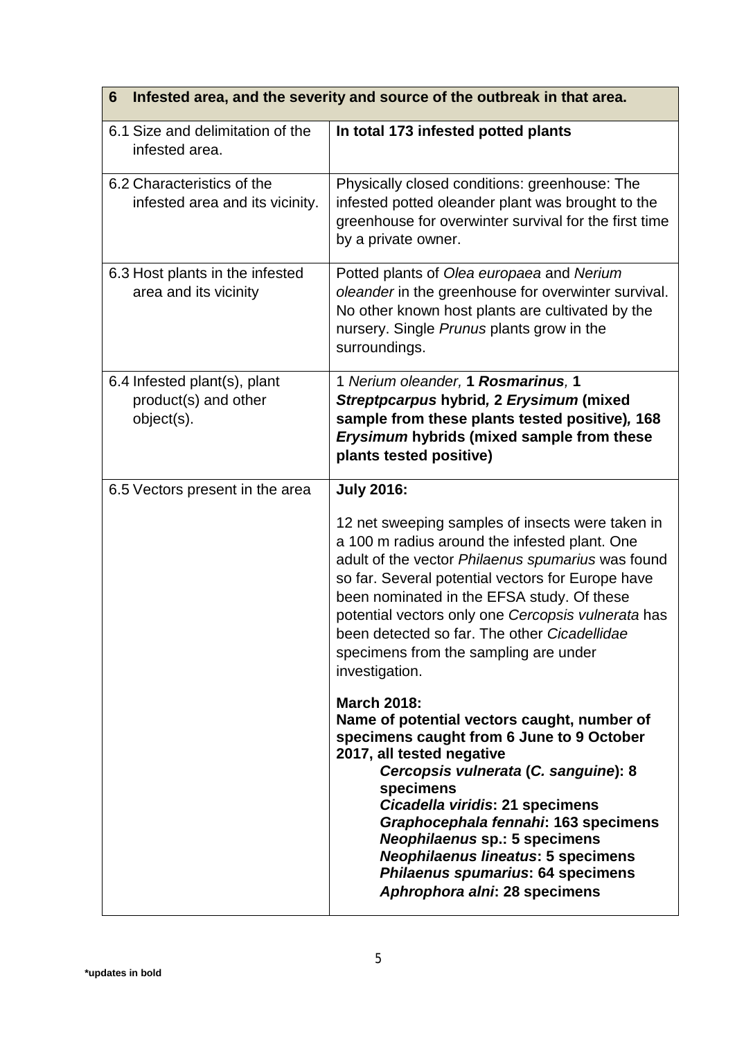| 6 Infested area, and the severity and source of the outbreak in that area. | |
|---|---|
| 6.1 Size and delimitation of the infested area. | **In total 173 infested potted plants** |
| 6.2 Characteristics of the infested area and its vicinity. | Physically closed conditions: greenhouse: The infested potted oleander plant was brought to the greenhouse for overwinter survival for the first time by a private owner. |
| 6.3 Host plants in the infested area and its vicinity | Potted plants of *Olea europaea* and *Nerium oleander* in the greenhouse for overwinter survival. No other known host plants are cultivated by the nursery. Single *Prunus* plants grow in the surroundings. |
| 6.4 Infested plant(s), plant product(s) and other object(s). | 1 *Nerium oleander,* **1 *Rosmarinus,* 1 *Streptpcarpus* hybrid, 2 *Erysimum* (mixed sample from these plants tested positive), 168 *Erysimum* hybrids (mixed sample from these plants tested positive)** |
| 6.5 Vectors present in the area | **July 2016:**<br><br>12 net sweeping samples of insects were taken in a 100 m radius around the infested plant. One adult of the vector *Philaenus spumarius* was found so far. Several potential vectors for Europe have been nominated in the EFSA study. Of these potential vectors only one *Cercopsis vulnerata* has been detected so far. The other *Cicadellidae* specimens from the sampling are under investigation.<br><br>**March 2018:**<br>**Name of potential vectors caught, number of specimens caught from 6 June to 9 October 2017, all tested negative**<br>***Cercopsis vulnerata* (*C. sanguine*): 8 specimens**<br>***Cicadella viridis*: 21 specimens**<br>***Graphocephala fennahi*: 163 specimens**<br>***Neophilaenus* sp.: 5 specimens**<br>***Neophilaenus lineatus*: 5 specimens**<br>***Philaenus spumarius*: 64 specimens**<br>***Aphrophora alni*: 28 specimens** |

**\*updates in bold**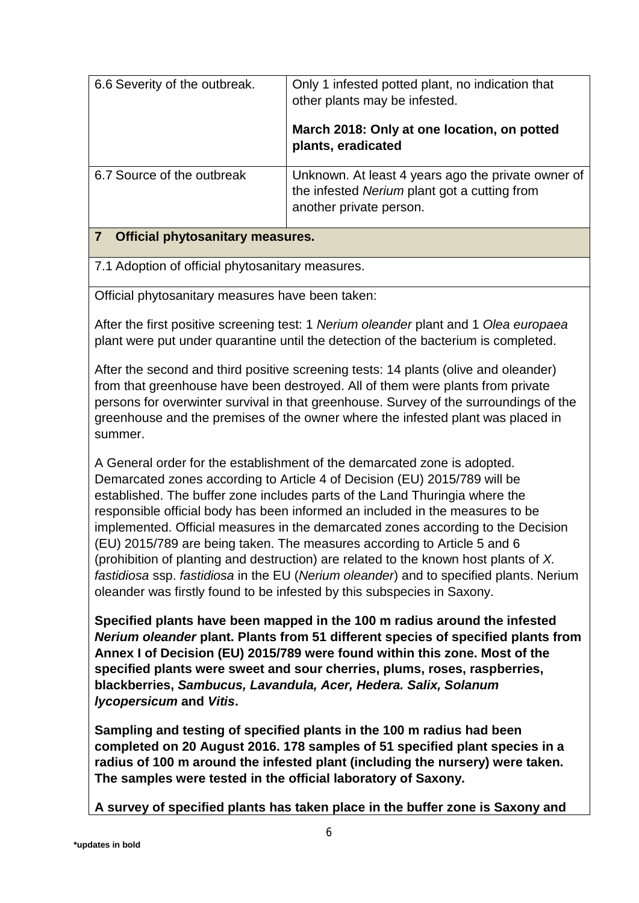| 6.6 Severity of the outbreak. | Only 1 infested potted plant, no indication that other plants may be infested.<br><br>**March 2018: Only at one location, on potted plants, eradicated** |
|---|---|
| 6.7 Source of the outbreak | Unknown. At least 4 years ago the private owner of the infested *Nerium* plant got a cutting from another private person. |

## 7 Official phytosanitary measures.

7.1 Adoption of official phytosanitary measures.

Official phytosanitary measures have been taken:

After the first positive screening test: 1 *Nerium oleander* plant and 1 *Olea europaea* plant were put under quarantine until the detection of the bacterium is completed.

After the second and third positive screening tests: 14 plants (olive and oleander) from that greenhouse have been destroyed. All of them were plants from private persons for overwinter survival in that greenhouse. Survey of the surroundings of the greenhouse and the premises of the owner where the infested plant was placed in summer.

A General order for the establishment of the demarcated zone is adopted. Demarcated zones according to Article 4 of Decision (EU) 2015/789 will be established. The buffer zone includes parts of the Land Thuringia where the responsible official body has been informed an included in the measures to be implemented. Official measures in the demarcated zones according to the Decision (EU) 2015/789 are being taken. The measures according to Article 5 and 6 (prohibition of planting and destruction) are related to the known host plants of *X. fastidiosa* ssp. *fastidiosa* in the EU (*Nerium oleander*) and to specified plants. Nerium oleander was firstly found to be infested by this subspecies in Saxony.

**Specified plants have been mapped in the 100 m radius around the infested *Nerium oleander* plant. Plants from 51 different species of specified plants from Annex I of Decision (EU) 2015/789 were found within this zone. Most of the specified plants were sweet and sour cherries, plums, roses, raspberries, blackberries, *Sambucus, Lavandula, Acer, Hedera. Salix, Solanum lycopersicum* and *Vitis*.**

**Sampling and testing of specified plants in the 100 m radius had been completed on 20 August 2016. 178 samples of 51 specified plant species in a radius of 100 m around the infested plant (including the nursery) were taken. The samples were tested in the official laboratory of Saxony.**

**A survey of specified plants has taken place in the buffer zone is Saxony and**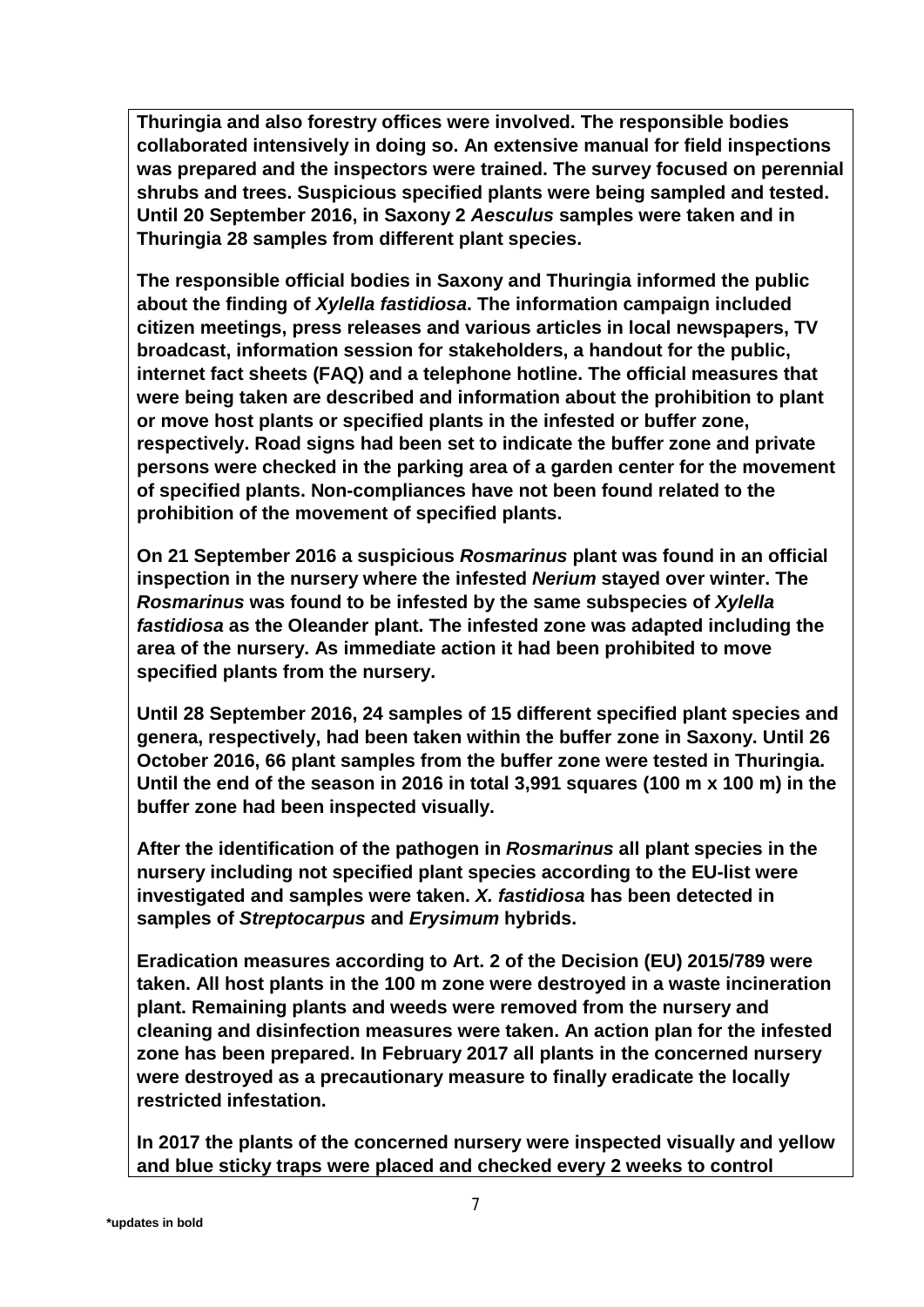**Thuringia and also forestry offices were involved. The responsible bodies collaborated intensively in doing so. An extensive manual for field inspections was prepared and the inspectors were trained. The survey focused on perennial shrubs and trees. Suspicious specified plants were being sampled and tested. Until 20 September 2016, in Saxony 2 *Aesculus* samples were taken and in Thuringia 28 samples from different plant species.**

**The responsible official bodies in Saxony and Thuringia informed the public about the finding of *Xylella fastidiosa*. The information campaign included citizen meetings, press releases and various articles in local newspapers, TV broadcast, information session for stakeholders, a handout for the public, internet fact sheets (FAQ) and a telephone hotline. The official measures that were being taken are described and information about the prohibition to plant or move host plants or specified plants in the infested or buffer zone, respectively. Road signs had been set to indicate the buffer zone and private persons were checked in the parking area of a garden center for the movement of specified plants. Non-compliances have not been found related to the prohibition of the movement of specified plants.**

**On 21 September 2016 a suspicious *Rosmarinus* plant was found in an official inspection in the nursery where the infested *Nerium* stayed over winter. The *Rosmarinus* was found to be infested by the same subspecies of *Xylella fastidiosa* as the Oleander plant. The infested zone was adapted including the area of the nursery. As immediate action it had been prohibited to move specified plants from the nursery.**

**Until 28 September 2016, 24 samples of 15 different specified plant species and genera, respectively, had been taken within the buffer zone in Saxony. Until 26 October 2016, 66 plant samples from the buffer zone were tested in Thuringia. Until the end of the season in 2016 in total 3,991 squares (100 m x 100 m) in the buffer zone had been inspected visually.**

**After the identification of the pathogen in *Rosmarinus* all plant species in the nursery including not specified plant species according to the EU-list were investigated and samples were taken. *X. fastidiosa* has been detected in samples of *Streptocarpus* and *Erysimum* hybrids.**

**Eradication measures according to Art. 2 of the Decision (EU) 2015/789 were taken. All host plants in the 100 m zone were destroyed in a waste incineration plant. Remaining plants and weeds were removed from the nursery and cleaning and disinfection measures were taken. An action plan for the infested zone has been prepared. In February 2017 all plants in the concerned nursery were destroyed as a precautionary measure to finally eradicate the locally restricted infestation.**

**In 2017 the plants of the concerned nursery were inspected visually and yellow and blue sticky traps were placed and checked every 2 weeks to control**

**\*updates in bold**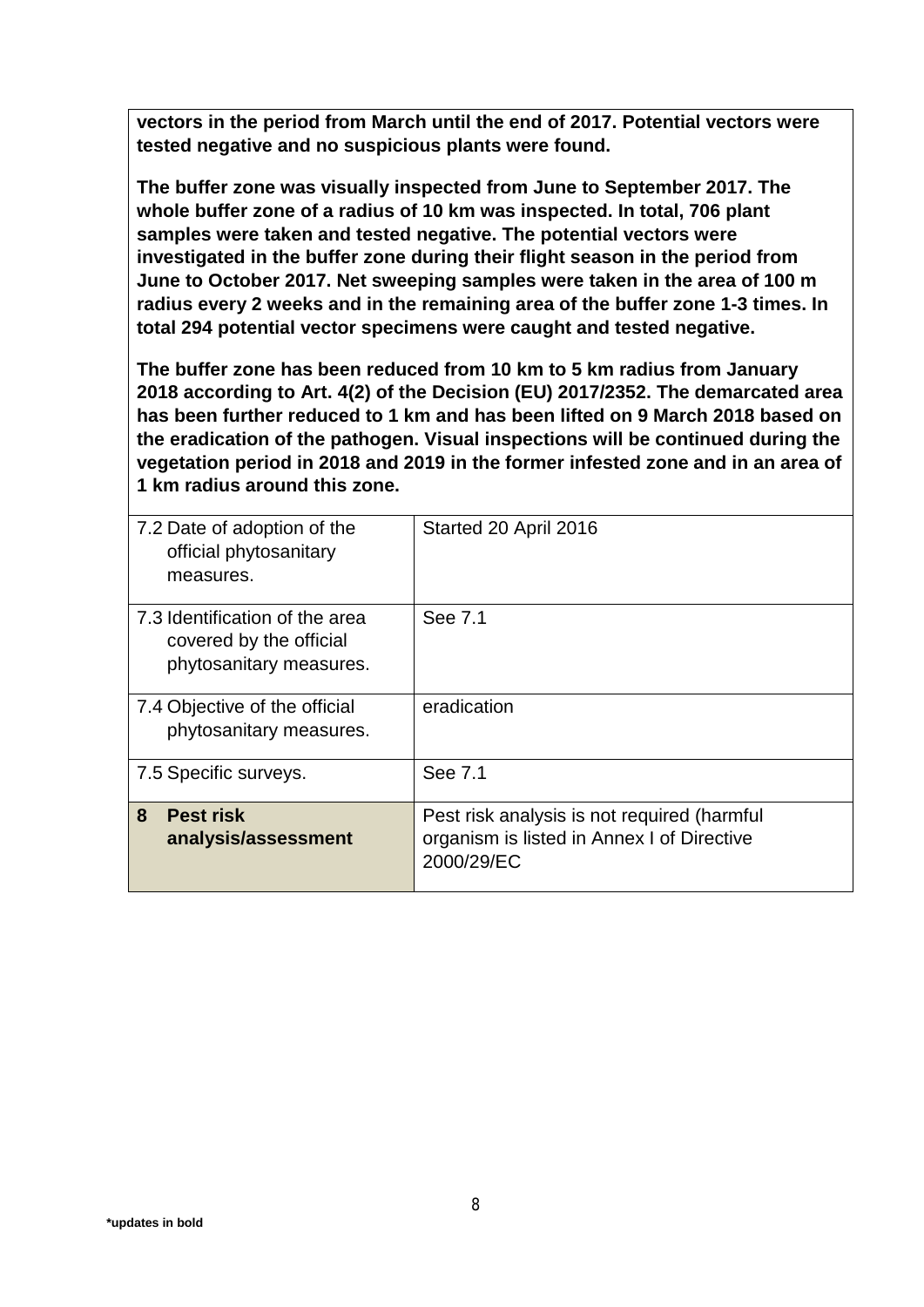**vectors in the period from March until the end of 2017. Potential vectors were tested negative and no suspicious plants were found.**

**The buffer zone was visually inspected from June to September 2017. The whole buffer zone of a radius of 10 km was inspected. In total, 706 plant samples were taken and tested negative. The potential vectors were investigated in the buffer zone during their flight season in the period from June to October 2017. Net sweeping samples were taken in the area of 100 m radius every 2 weeks and in the remaining area of the buffer zone 1-3 times. In total 294 potential vector specimens were caught and tested negative.**

**The buffer zone has been reduced from 10 km to 5 km radius from January 2018 according to Art. 4(2) of the Decision (EU) 2017/2352. The demarcated area has been further reduced to 1 km and has been lifted on 9 March 2018 based on the eradication of the pathogen. Visual inspections will be continued during the vegetation period in 2018 and 2019 in the former infested zone and in an area of 1 km radius around this zone.**

| | |
|---|---|
| 7.2 Date of adoption of the official phytosanitary measures. | Started 20 April 2016 |
| 7.3 Identification of the area covered by the official phytosanitary measures. | See 7.1 |
| 7.4 Objective of the official phytosanitary measures. | eradication |
| 7.5 Specific surveys. | See 7.1 |
| **8 Pest risk analysis/assessment** | Pest risk analysis is not required (harmful organism is listed in Annex I of Directive 2000/29/EC |

**\*updates in bold**